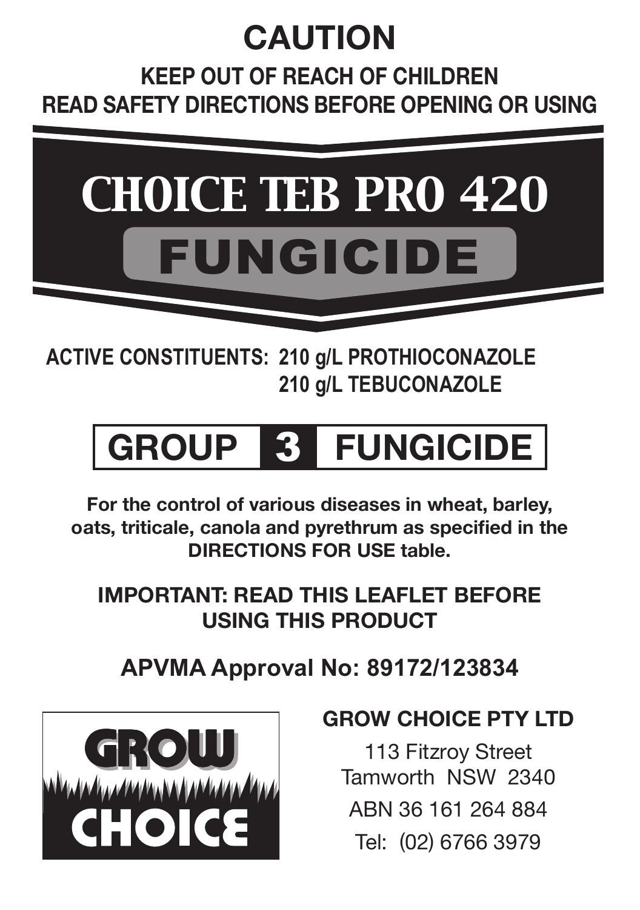# CAUTION

**KEEP OUT OF REACH OF CHILDREN**
**READ SAFETY DIRECTIONS BEFORE OPENING OR USING**

# CHOICE TEB PRO 420

# FUNGICIDE

**ACTIVE CONSTITUENTS: 210 g/L PROTHIOCONAZOLE**
**210 g/L TEBUCONAZOLE**

## GROUP 3 FUNGICIDE

**For the control of various diseases in wheat, barley, oats, triticale, canola and pyrethrum as specified in the DIRECTIONS FOR USE table.**

**IMPORTANT: READ THIS LEAFLET BEFORE USING THIS PRODUCT**

**APVMA Approval No: 89172/123834**

GROW CHOICE

**GROW CHOICE PTY LTD**

113 Fitzroy Street
Tamworth NSW 2340

ABN 36 161 264 884

Tel: (02) 6766 3979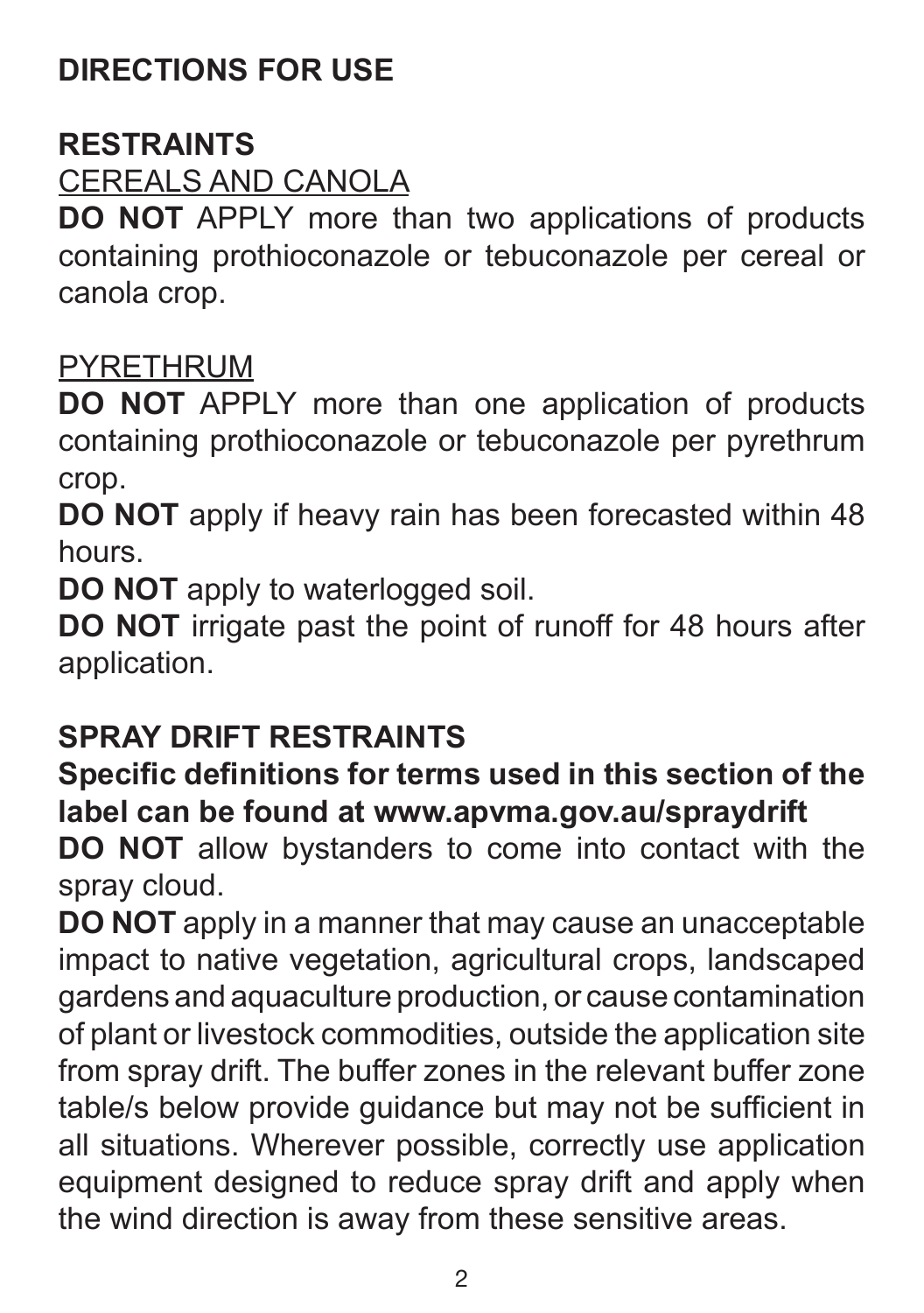## DIRECTIONS FOR USE

### RESTRAINTS

CEREALS AND CANOLA

**DO NOT** APPLY more than two applications of products containing prothioconazole or tebuconazole per cereal or canola crop.

PYRETHRUM

**DO NOT** APPLY more than one application of products containing prothioconazole or tebuconazole per pyrethrum crop.

**DO NOT** apply if heavy rain has been forecasted within 48 hours.

**DO NOT** apply to waterlogged soil.

**DO NOT** irrigate past the point of runoff for 48 hours after application.

### SPRAY DRIFT RESTRAINTS

**Specific definitions for terms used in this section of the label can be found at www.apvma.gov.au/spraydrift**

**DO NOT** allow bystanders to come into contact with the spray cloud.

**DO NOT** apply in a manner that may cause an unacceptable impact to native vegetation, agricultural crops, landscaped gardens and aquaculture production, or cause contamination of plant or livestock commodities, outside the application site from spray drift. The buffer zones in the relevant buffer zone table/s below provide guidance but may not be sufficient in all situations. Wherever possible, correctly use application equipment designed to reduce spray drift and apply when the wind direction is away from these sensitive areas.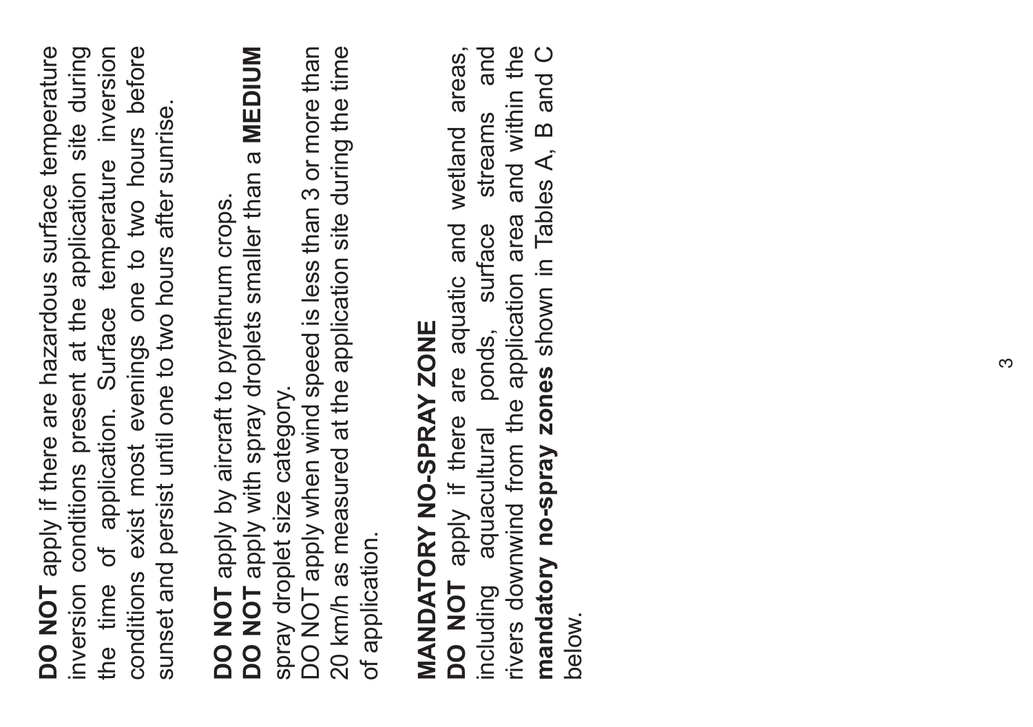**DO NOT** apply if there are hazardous surface temperature inversion conditions present at the application site during the time of application. Surface temperature inversion conditions exist most evenings one to two hours before sunset and persist until one to two hours after sunrise.

**DO NOT** apply by aircraft to pyrethrum crops.
**DO NOT** apply with spray droplets smaller than a **MEDIUM** spray droplet size category.
DO NOT apply when wind speed is less than 3 or more than 20 km/h as measured at the application site during the time of application.

**MANDATORY NO-SPRAY ZONE**
**DO NOT** apply if there are aquatic and wetland areas, including aquacultural ponds, surface streams and rivers downwind from the application area and within the **mandatory no-spray zones** shown in Tables A, B and C below.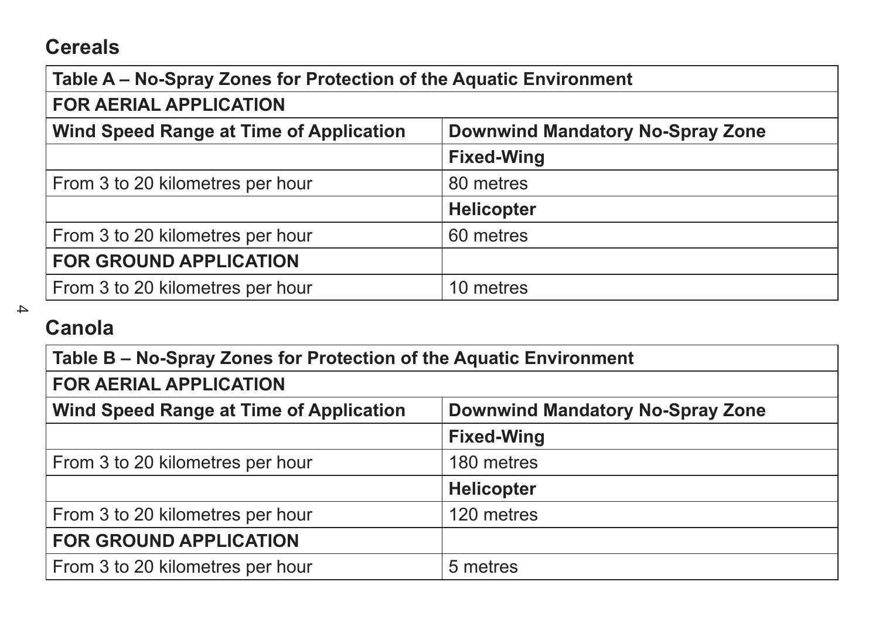## Cereals

| Table A – No-Spray Zones for Protection of the Aquatic Environment | |
|---|---|
| **FOR AERIAL APPLICATION** | |
| **Wind Speed Range at Time of Application** | **Downwind Mandatory No-Spray Zone** |
| | **Fixed-Wing** |
| From 3 to 20 kilometres per hour | 80 metres |
| | **Helicopter** |
| From 3 to 20 kilometres per hour | 60 metres |
| **FOR GROUND APPLICATION** | |
| From 3 to 20 kilometres per hour | 10 metres |

## Canola

| Table B – No-Spray Zones for Protection of the Aquatic Environment | |
|---|---|
| **FOR AERIAL APPLICATION** | |
| **Wind Speed Range at Time of Application** | **Downwind Mandatory No-Spray Zone** |
| | **Fixed-Wing** |
| From 3 to 20 kilometres per hour | 180 metres |
| | **Helicopter** |
| From 3 to 20 kilometres per hour | 120 metres |
| **FOR GROUND APPLICATION** | |
| From 3 to 20 kilometres per hour | 5 metres |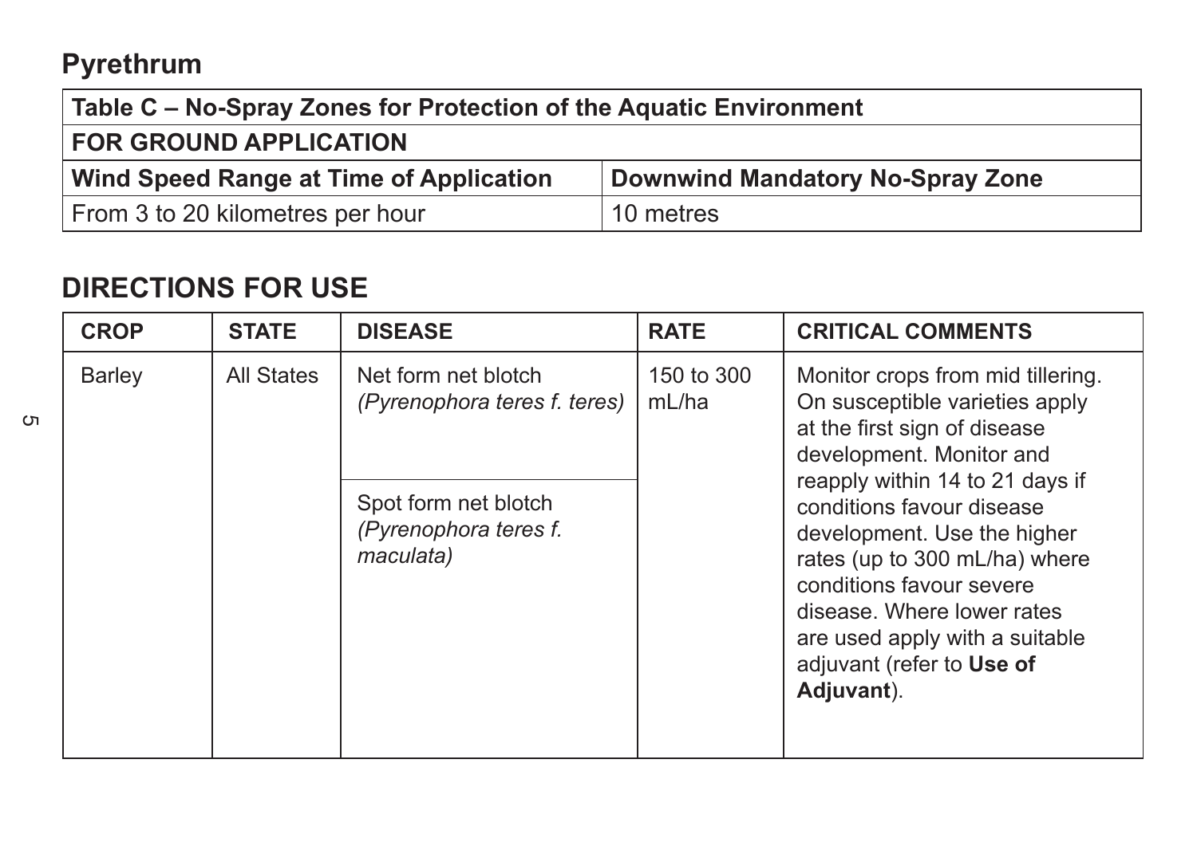## Pyrethrum

| Table C – No-Spray Zones for Protection of the Aquatic Environment | |
|---|---|
| **FOR GROUND APPLICATION** | |
| **Wind Speed Range at Time of Application** | **Downwind Mandatory No-Spray Zone** |
| From 3 to 20 kilometres per hour | 10 metres |

## DIRECTIONS FOR USE

| CROP | STATE | DISEASE | RATE | CRITICAL COMMENTS |
|---|---|---|---|---|
| Barley | All States | Net form net blotch *(Pyrenophora teres f. teres)* | 150 to 300 mL/ha | Monitor crops from mid tillering. On susceptible varieties apply at the first sign of disease development. Monitor and reapply within 14 to 21 days if conditions favour disease development. Use the higher rates (up to 300 mL/ha) where conditions favour severe disease. Where lower rates are used apply with a suitable adjuvant (refer to **Use of Adjuvant**). |
| | | Spot form net blotch *(Pyrenophora teres f. maculata)* | | |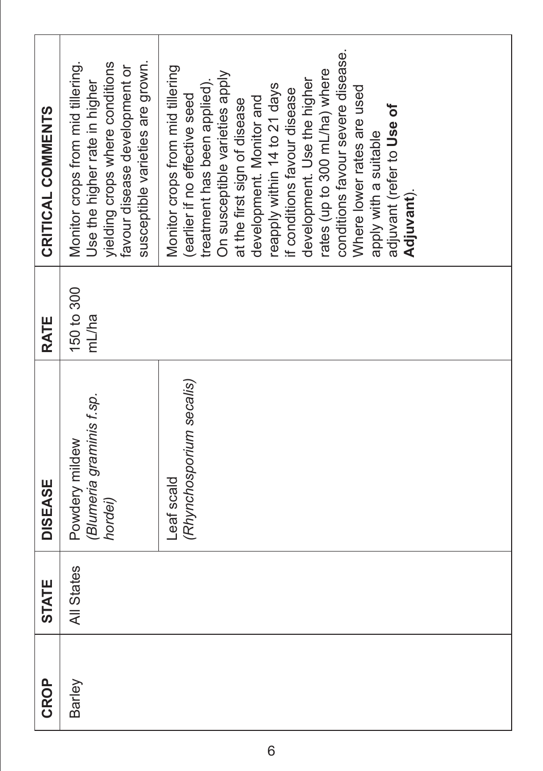| CROP | STATE | DISEASE | RATE | CRITICAL COMMENTS |
|---|---|---|---|---|
| Barley | All States | Powdery mildew (*Blumeria graminis f.sp. hordei*) | 150 to 300 mL/ha | Monitor crops from mid tillering. Use the higher rate in higher yielding crops where conditions favour disease development or susceptible varieties are grown. |
| | | Leaf scald (*Rhynchosporium secalis*) | | Monitor crops from mid tillering (earlier if no effective seed treatment has been applied). On susceptible varieties apply at the first sign of disease development. Monitor and reapply within 14 to 21 days if conditions favour disease development. Use the higher rates (up to 300 mL/ha) where conditions favour severe disease. Where lower rates are used apply with a suitable adjuvant (refer to **Use of Adjuvant**). |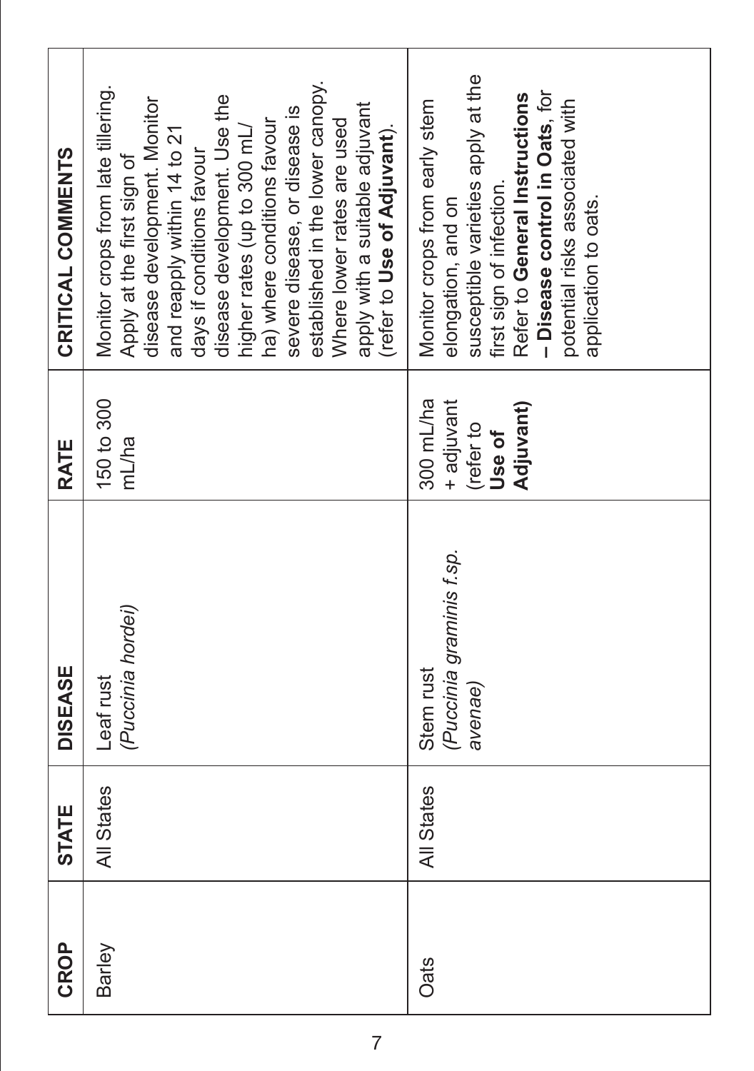| CROP | STATE | DISEASE | RATE | CRITICAL COMMENTS |
|---|---|---|---|---|
| Barley | All States | Leaf rust (*Puccinia hordei*) | 150 to 300 mL/ha | Monitor crops from late tillering. Apply at the first sign of disease development. Monitor and reapply within 14 to 21 days if conditions favour disease development. Use the higher rates (up to 300 mL/ ha) where conditions favour severe disease, or disease is established in the lower canopy. Where lower rates are used apply with a suitable adjuvant (refer to **Use of Adjuvant**). |
| Oats | All States | Stem rust (*Puccinia graminis f.sp. avenae*) | 300 mL/ha + adjuvant (refer to **Use of Adjuvant**) | Monitor crops from early stem elongation, and on susceptible varieties apply at the first sign of infection. Refer to **General Instructions – Disease control in Oats**, for potential risks associated with application to oats. |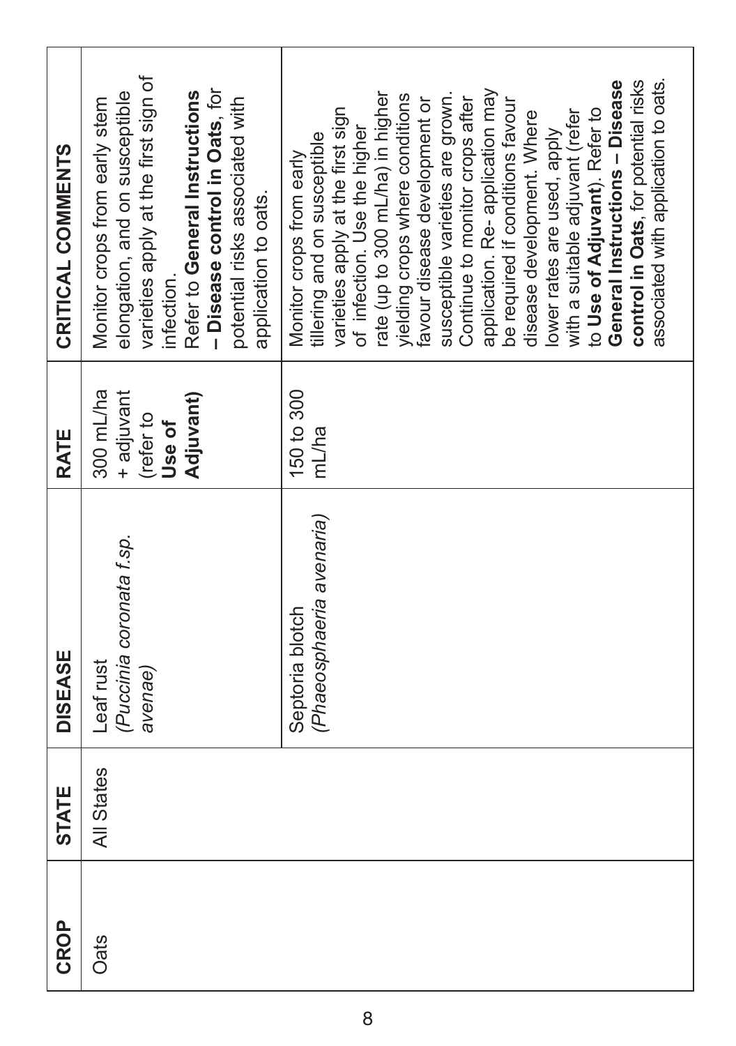| CROP | STATE | DISEASE | RATE | CRITICAL COMMENTS |
|---|---|---|---|---|
| Oats | All States | Leaf rust (*Puccinia coronata f.sp. avenae*) | 300 mL/ha + adjuvant (refer to **Use of Adjuvant**) | Monitor crops from early stem elongation, and on susceptible varieties apply at the first sign of infection. Refer to **General Instructions – Disease control in Oats**, for potential risks associated with application to oats. |
| | | Septoria blotch (*Phaeosphaeria avenaria*) | 150 to 300 mL/ha | Monitor crops from early tillering and on susceptible varieties apply at the first sign of infection. Use the higher rate (up to 300 mL/ha) in higher yielding crops where conditions favour disease development or susceptible varieties are grown. Continue to monitor crops after application. Re-application may be required if conditions favour disease development. Where lower rates are used, apply with a suitable adjuvant (refer to **Use of Adjuvant**). Refer to **General Instructions – Disease control in Oats**, for potential risks associated with application to oats. |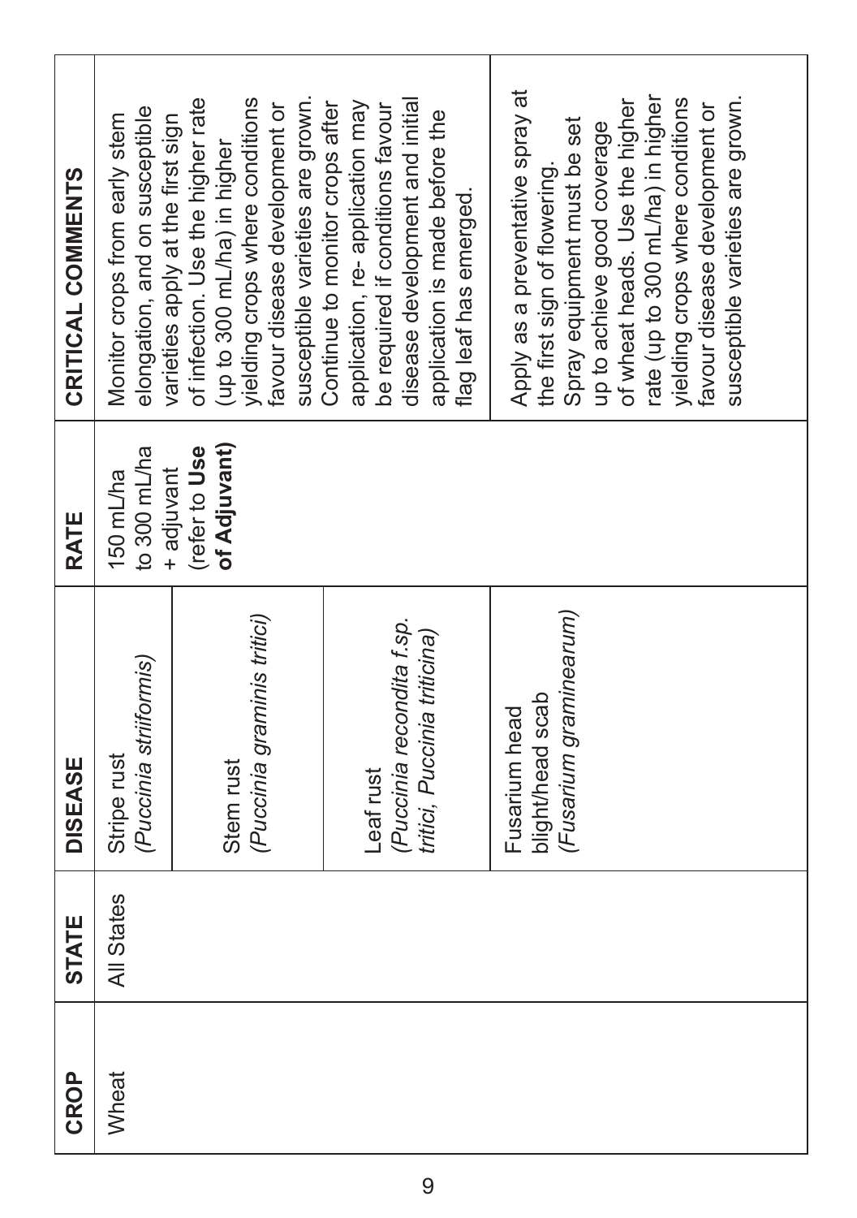| CROP | STATE | DISEASE | RATE | CRITICAL COMMENTS |
|---|---|---|---|---|
| Wheat | All States | Stripe rust (*Puccinia striiformis*) | 150 mL/ha to 300 mL/ha + adjuvant (refer to **Use of Adjuvant**) | Monitor crops from early stem elongation, and on susceptible varieties apply at the first sign of infection. Use the higher rate (up to 300 mL/ha) in higher yielding crops where conditions favour disease development or susceptible varieties are grown. Continue to monitor crops after application, re- application may be required if conditions favour disease development and initial application is made before the flag leaf has emerged. |
| | | Stem rust (*Puccinia graminis tritici*) | | |
| | | Leaf rust (*Puccinia recondita f.sp. tritici, Puccinia triticina*) | | |
| | | Fusarium head blight/head scab (*Fusarium graminearum*) | | Apply as a preventative spray at the first sign of flowering. Spray equipment must be set up to achieve good coverage of wheat heads. Use the higher rate (up to 300 mL/ha) in higher yielding crops where conditions favour disease development or susceptible varieties are grown. |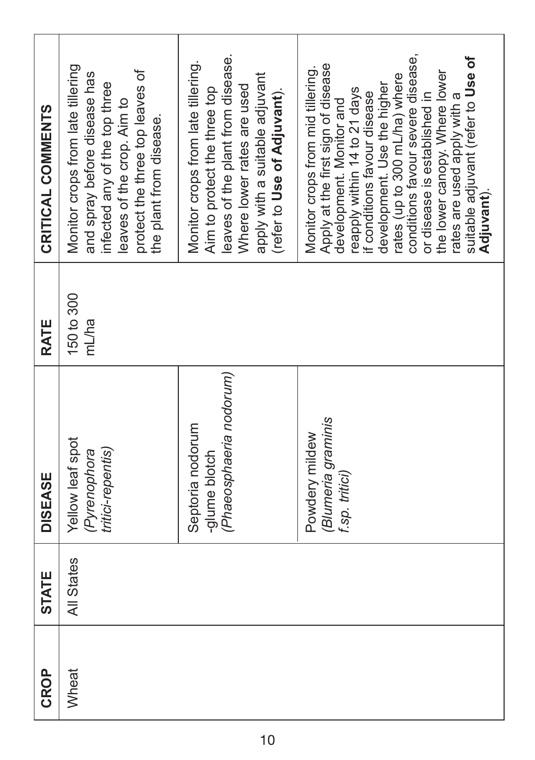| CROP | STATE | DISEASE | RATE | CRITICAL COMMENTS |
|---|---|---|---|---|
| Wheat | All States | Yellow leaf spot (*Pyrenophora tritici-repentis*) | 150 to 300 mL/ha | Monitor crops from late tillering and spray before disease has infected any of the top three leaves of the crop. Aim to protect the three top leaves of the plant from disease. |
| | | Septoria nodorum -glume blotch (*Phaeosphaeria nodorum*) | | Monitor crops from late tillering. Aim to protect the three top leaves of the plant from disease. Where lower rates are used apply with a suitable adjuvant (refer to **Use of Adjuvant**). |
| | | Powdery mildew (*Blumeria graminis f.sp. tritici*) | | Monitor crops from mid tillering. Apply at the first sign of disease development. Monitor and reapply within 14 to 21 days if conditions favour disease development. Use the higher rates (up to 300 mL/ha) where conditions favour severe disease, or disease is established in the lower canopy. Where lower rates are used apply with a suitable adjuvant (refer to **Use of Adjuvant**). |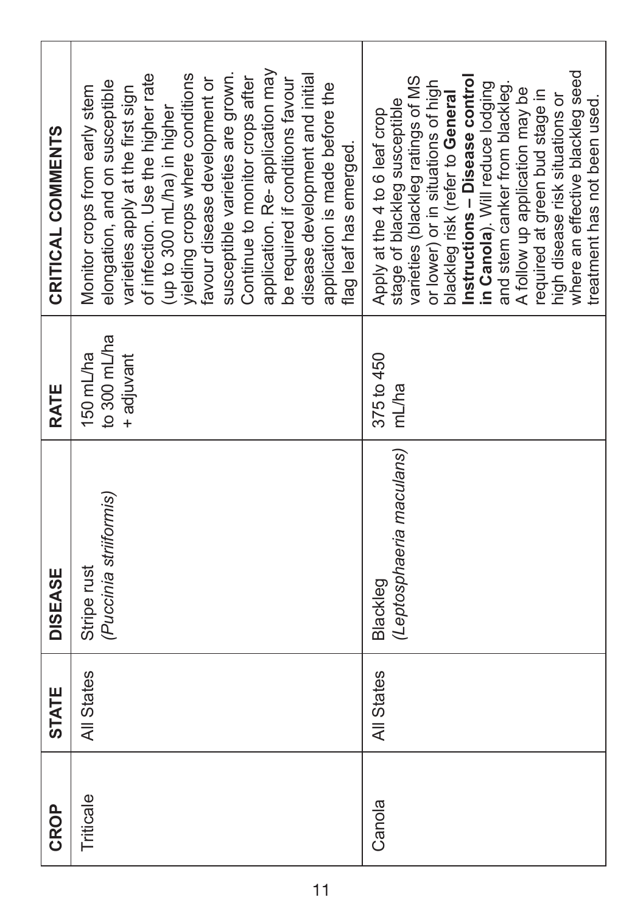| CROP | STATE | DISEASE | RATE | CRITICAL COMMENTS |
|---|---|---|---|---|
| Triticale | All States | Stripe rust *(Puccinia striiformis)* | 150 mL/ha to 300 mL/ha + adjuvant | Monitor crops from early stem elongation, and on susceptible varieties apply at the first sign of infection. Use the higher rate (up to 300 mL/ha) in higher yielding crops where conditions favour disease development or susceptible varieties are grown. Continue to monitor crops after application. Re- application may be required if conditions favour disease development and initial application is made before the flag leaf has emerged. |
| Canola | All States | Blackleg *(Leptosphaeria maculans)* | 375 to 450 mL/ha | Apply at the 4 to 6 leaf crop stage of blackleg susceptible varieties (blackleg ratings of MS or lower) or in situations of high blackleg risk (refer to **General Instructions – Disease control in Canola**). Will reduce lodging and stem canker from blackleg. A follow up application may be required at green bud stage in high disease risk situations or where an effective blackleg seed treatment has not been used. |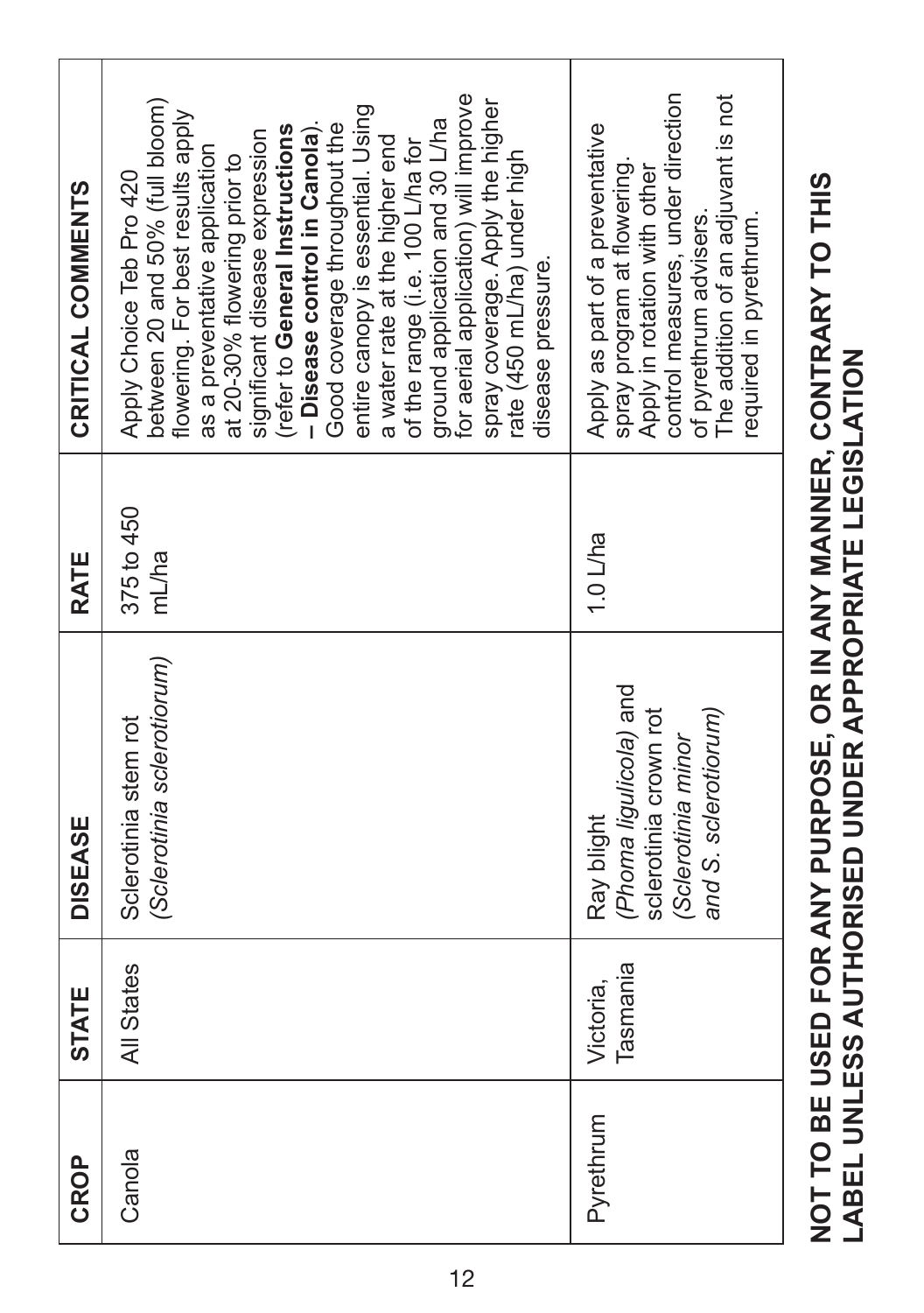| CROP | STATE | DISEASE | RATE | CRITICAL COMMENTS |
|---|---|---|---|---|
| Canola | All States | Sclerotinia stem rot *(Sclerotinia sclerotiorum)* | 375 to 450 mL/ha | Apply Choice Teb Pro 420 between 20 and 50% (full bloom) flowering. For best results apply as a preventative application at 20-30% flowering prior to significant disease expression (refer to **General Instructions – Disease control in Canola**). Good coverage throughout the entire canopy is essential. Using a water rate at the higher end of the range (i.e. 100 L/ha for ground application and 30 L/ha for aerial application) will improve spray coverage. Apply the higher rate (450 mL/ha) under high disease pressure. |
| Pyrethrum | Victoria, Tasmania | Ray blight *(Phoma ligulicola)* and sclerotinia crown rot *(Sclerotinia minor and S. sclerotiorum)* | 1.0 L/ha | Apply as part of a preventative spray program at flowering. Apply in rotation with other control measures, under direction of pyrethrum advisers. The addition of an adjuvant is not required in pyrethrum. |

**NOT TO BE USED FOR ANY PURPOSE, OR IN ANY MANNER, CONTRARY TO THIS LABEL UNLESS AUTHORISED UNDER APPROPRIATE LEGISLATION**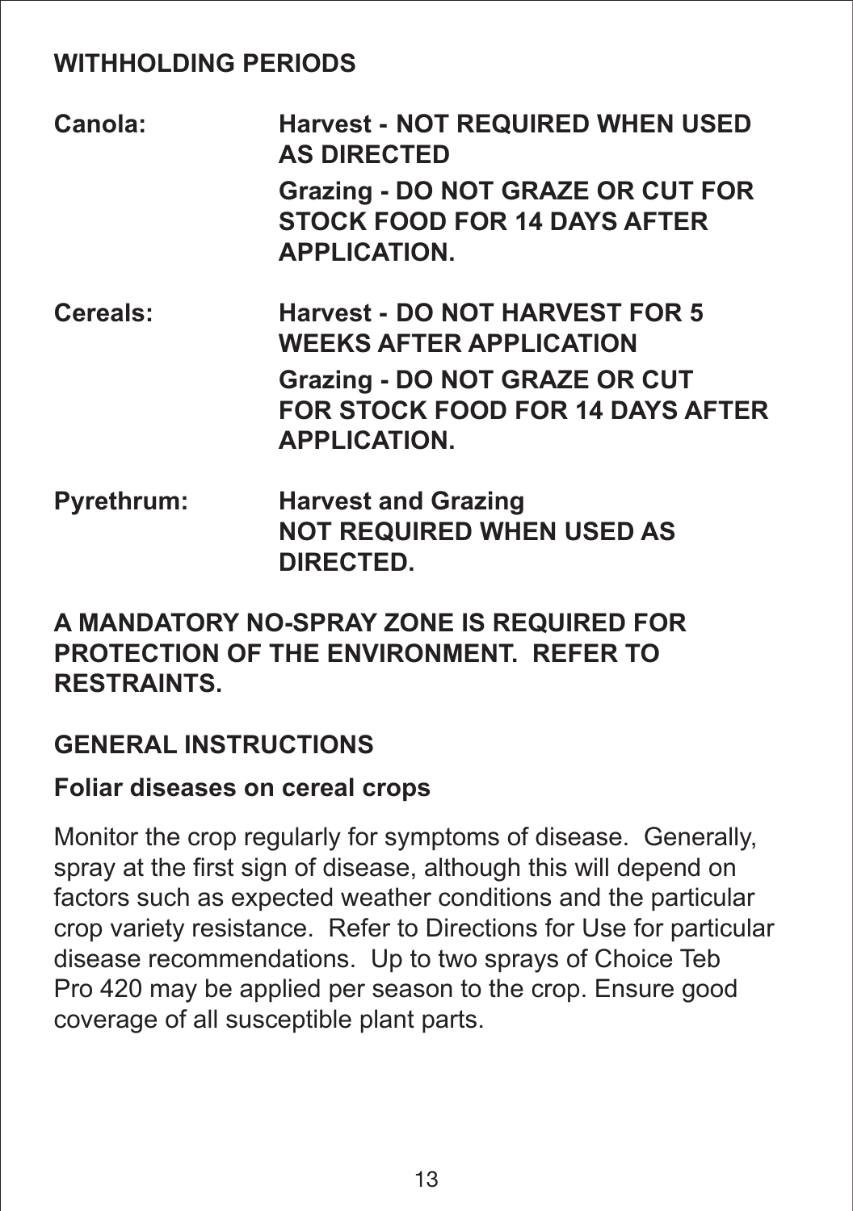## WITHHOLDING PERIODS

| | |
|---|---|
| **Canola:** | **Harvest - NOT REQUIRED WHEN USED AS DIRECTED** |
| | **Grazing - DO NOT GRAZE OR CUT FOR STOCK FOOD FOR 14 DAYS AFTER APPLICATION.** |
| **Cereals:** | **Harvest - DO NOT HARVEST FOR 5 WEEKS AFTER APPLICATION** |
| | **Grazing - DO NOT GRAZE OR CUT FOR STOCK FOOD FOR 14 DAYS AFTER APPLICATION.** |
| **Pyrethrum:** | **Harvest and Grazing NOT REQUIRED WHEN USED AS DIRECTED.** |

**A MANDATORY NO-SPRAY ZONE IS REQUIRED FOR PROTECTION OF THE ENVIRONMENT. REFER TO RESTRAINTS.**

## GENERAL INSTRUCTIONS

### Foliar diseases on cereal crops

Monitor the crop regularly for symptoms of disease. Generally, spray at the first sign of disease, although this will depend on factors such as expected weather conditions and the particular crop variety resistance. Refer to Directions for Use for particular disease recommendations. Up to two sprays of Choice Teb Pro 420 may be applied per season to the crop. Ensure good coverage of all susceptible plant parts.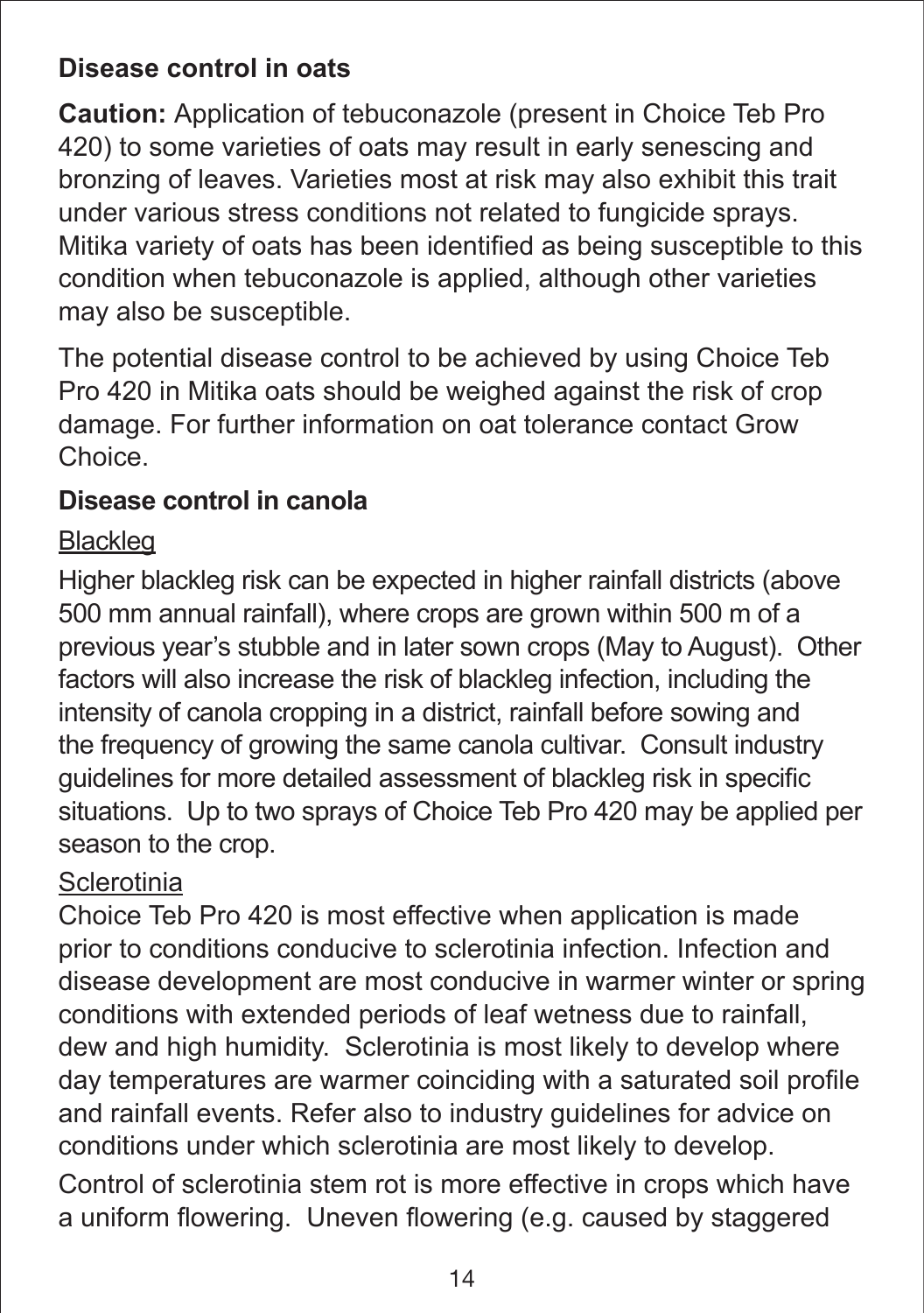## Disease control in oats

**Caution:** Application of tebuconazole (present in Choice Teb Pro 420) to some varieties of oats may result in early senescing and bronzing of leaves. Varieties most at risk may also exhibit this trait under various stress conditions not related to fungicide sprays. Mitika variety of oats has been identified as being susceptible to this condition when tebuconazole is applied, although other varieties may also be susceptible.

The potential disease control to be achieved by using Choice Teb Pro 420 in Mitika oats should be weighed against the risk of crop damage. For further information on oat tolerance contact Grow Choice.

## Disease control in canola

### Blackleg

Higher blackleg risk can be expected in higher rainfall districts (above 500 mm annual rainfall), where crops are grown within 500 m of a previous year's stubble and in later sown crops (May to August). Other factors will also increase the risk of blackleg infection, including the intensity of canola cropping in a district, rainfall before sowing and the frequency of growing the same canola cultivar. Consult industry guidelines for more detailed assessment of blackleg risk in specific situations. Up to two sprays of Choice Teb Pro 420 may be applied per season to the crop.

### Sclerotinia

Choice Teb Pro 420 is most effective when application is made prior to conditions conducive to sclerotinia infection. Infection and disease development are most conducive in warmer winter or spring conditions with extended periods of leaf wetness due to rainfall, dew and high humidity. Sclerotinia is most likely to develop where day temperatures are warmer coinciding with a saturated soil profile and rainfall events. Refer also to industry guidelines for advice on conditions under which sclerotinia are most likely to develop.

Control of sclerotinia stem rot is more effective in crops which have a uniform flowering. Uneven flowering (e.g. caused by staggered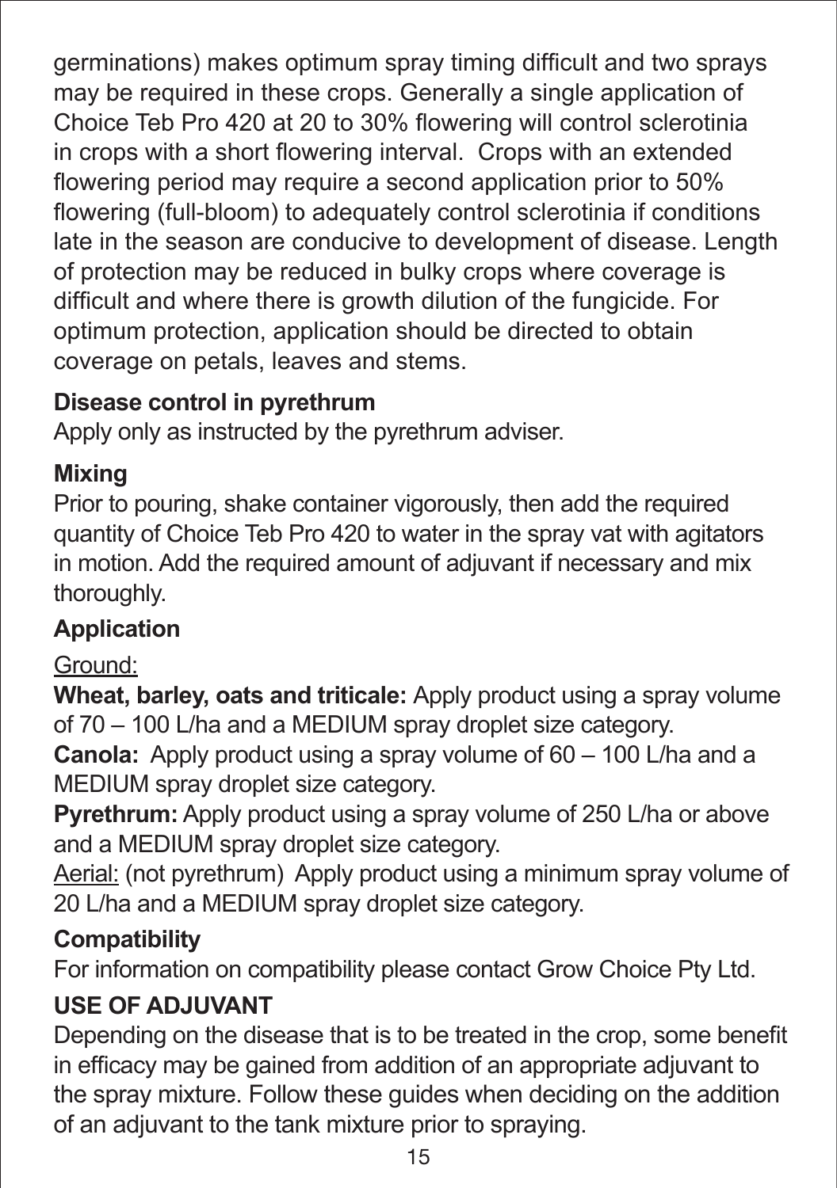germinations) makes optimum spray timing difficult and two sprays may be required in these crops. Generally a single application of Choice Teb Pro 420 at 20 to 30% flowering will control sclerotinia in crops with a short flowering interval. Crops with an extended flowering period may require a second application prior to 50% flowering (full-bloom) to adequately control sclerotinia if conditions late in the season are conducive to development of disease. Length of protection may be reduced in bulky crops where coverage is difficult and where there is growth dilution of the fungicide. For optimum protection, application should be directed to obtain coverage on petals, leaves and stems.

**Disease control in pyrethrum**

Apply only as instructed by the pyrethrum adviser.

**Mixing**

Prior to pouring, shake container vigorously, then add the required quantity of Choice Teb Pro 420 to water in the spray vat with agitators in motion. Add the required amount of adjuvant if necessary and mix thoroughly.

**Application**

Ground:

**Wheat, barley, oats and triticale:** Apply product using a spray volume of 70 – 100 L/ha and a MEDIUM spray droplet size category.

**Canola:** Apply product using a spray volume of 60 – 100 L/ha and a MEDIUM spray droplet size category.

**Pyrethrum:** Apply product using a spray volume of 250 L/ha or above and a MEDIUM spray droplet size category.

Aerial: (not pyrethrum) Apply product using a minimum spray volume of 20 L/ha and a MEDIUM spray droplet size category.

**Compatibility**

For information on compatibility please contact Grow Choice Pty Ltd.

**USE OF ADJUVANT**

Depending on the disease that is to be treated in the crop, some benefit in efficacy may be gained from addition of an appropriate adjuvant to the spray mixture. Follow these guides when deciding on the addition of an adjuvant to the tank mixture prior to spraying.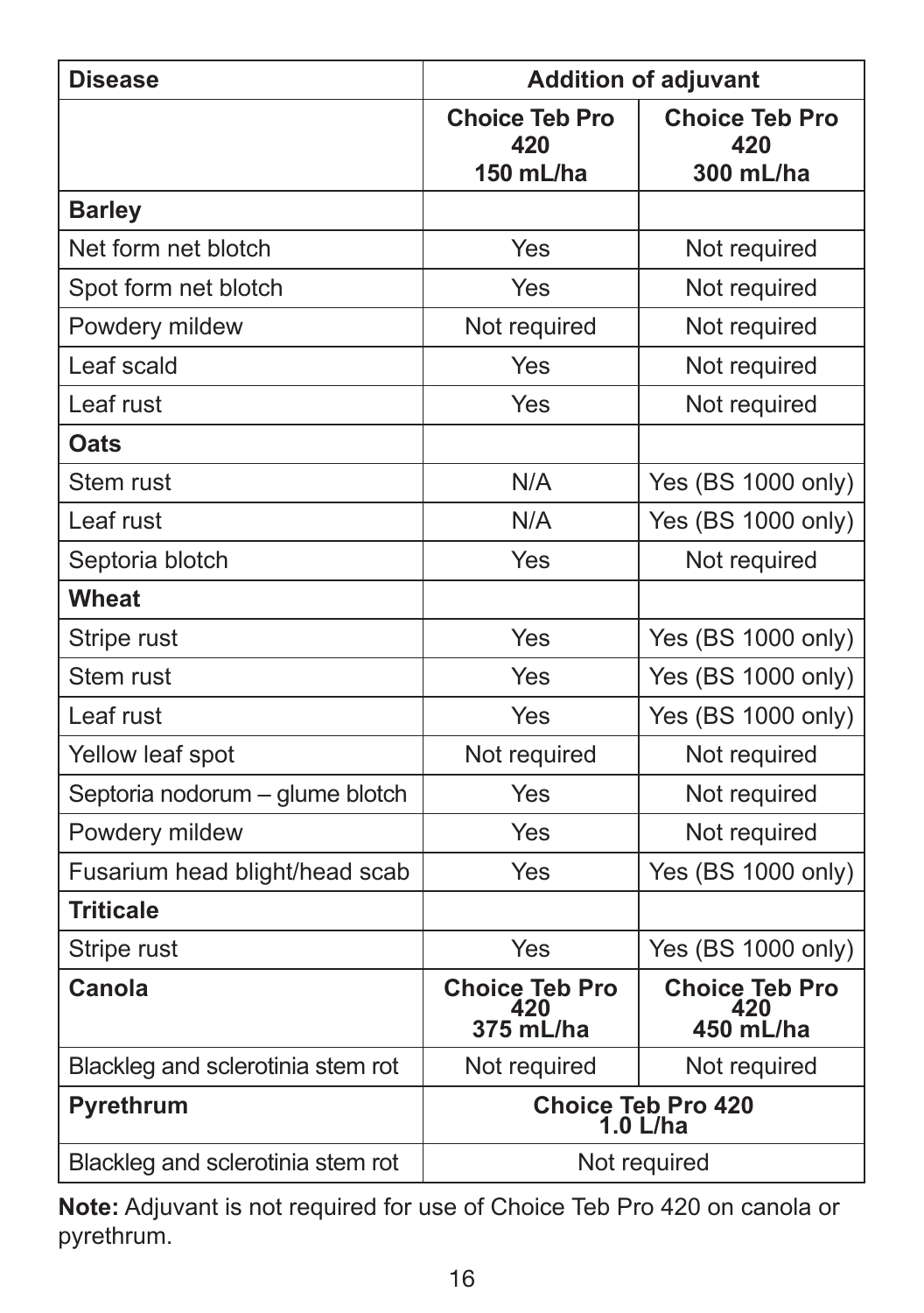| Disease | Addition of adjuvant | |
|---|---|---|
| | Choice Teb Pro 420 150 mL/ha | Choice Teb Pro 420 300 mL/ha |
| **Barley** | | |
| Net form net blotch | Yes | Not required |
| Spot form net blotch | Yes | Not required |
| Powdery mildew | Not required | Not required |
| Leaf scald | Yes | Not required |
| Leaf rust | Yes | Not required |
| **Oats** | | |
| Stem rust | N/A | Yes (BS 1000 only) |
| Leaf rust | N/A | Yes (BS 1000 only) |
| Septoria blotch | Yes | Not required |
| **Wheat** | | |
| Stripe rust | Yes | Yes (BS 1000 only) |
| Stem rust | Yes | Yes (BS 1000 only) |
| Leaf rust | Yes | Yes (BS 1000 only) |
| Yellow leaf spot | Not required | Not required |
| Septoria nodorum – glume blotch | Yes | Not required |
| Powdery mildew | Yes | Not required |
| Fusarium head blight/head scab | Yes | Yes (BS 1000 only) |
| **Triticale** | | |
| Stripe rust | Yes | Yes (BS 1000 only) |
| **Canola** | **Choice Teb Pro 420 375 mL/ha** | **Choice Teb Pro 420 450 mL/ha** |
| Blackleg and sclerotinia stem rot | Not required | Not required |
| **Pyrethrum** | **Choice Teb Pro 420 1.0 L/ha** | |
| Blackleg and sclerotinia stem rot | Not required | |

**Note:** Adjuvant is not required for use of Choice Teb Pro 420 on canola or pyrethrum.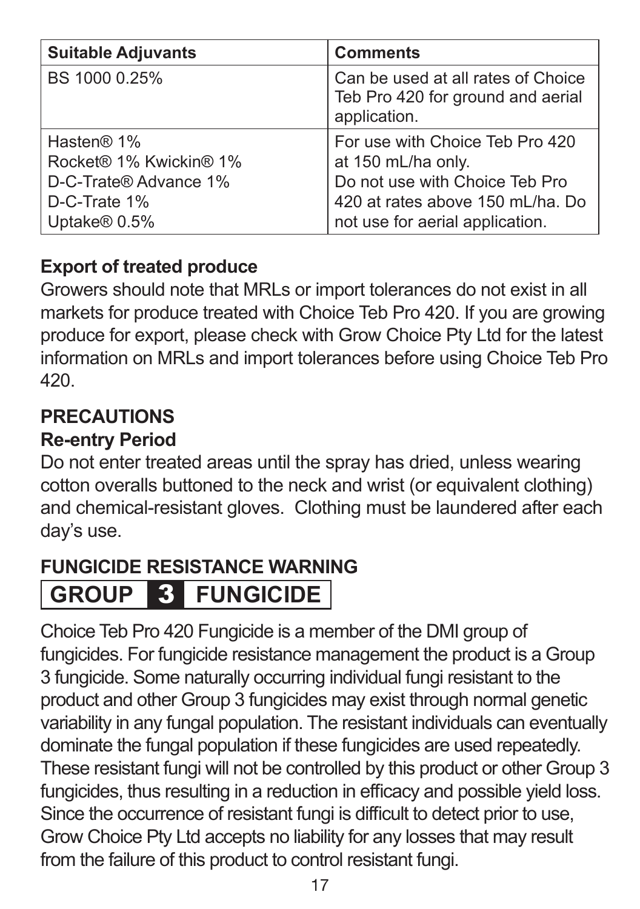| Suitable Adjuvants | Comments |
|---|---|
| BS 1000 0.25% | Can be used at all rates of Choice Teb Pro 420 for ground and aerial application. |
| Hasten® 1%<br>Rocket® 1% Kwickin® 1%<br>D-C-Trate® Advance 1%<br>D-C-Trate 1%<br>Uptake® 0.5% | For use with Choice Teb Pro 420 at 150 mL/ha only.<br>Do not use with Choice Teb Pro 420 at rates above 150 mL/ha. Do not use for aerial application. |

**Export of treated produce**

Growers should note that MRLs or import tolerances do not exist in all markets for produce treated with Choice Teb Pro 420. If you are growing produce for export, please check with Grow Choice Pty Ltd for the latest information on MRLs and import tolerances before using Choice Teb Pro 420.

## PRECAUTIONS

### Re-entry Period

Do not enter treated areas until the spray has dried, unless wearing cotton overalls buttoned to the neck and wrist (or equivalent clothing) and chemical-resistant gloves. Clothing must be laundered after each day's use.

## FUNGICIDE RESISTANCE WARNING

**GROUP 3 FUNGICIDE**

Choice Teb Pro 420 Fungicide is a member of the DMI group of fungicides. For fungicide resistance management the product is a Group 3 fungicide. Some naturally occurring individual fungi resistant to the product and other Group 3 fungicides may exist through normal genetic variability in any fungal population. The resistant individuals can eventually dominate the fungal population if these fungicides are used repeatedly. These resistant fungi will not be controlled by this product or other Group 3 fungicides, thus resulting in a reduction in efficacy and possible yield loss. Since the occurrence of resistant fungi is difficult to detect prior to use, Grow Choice Pty Ltd accepts no liability for any losses that may result from the failure of this product to control resistant fungi.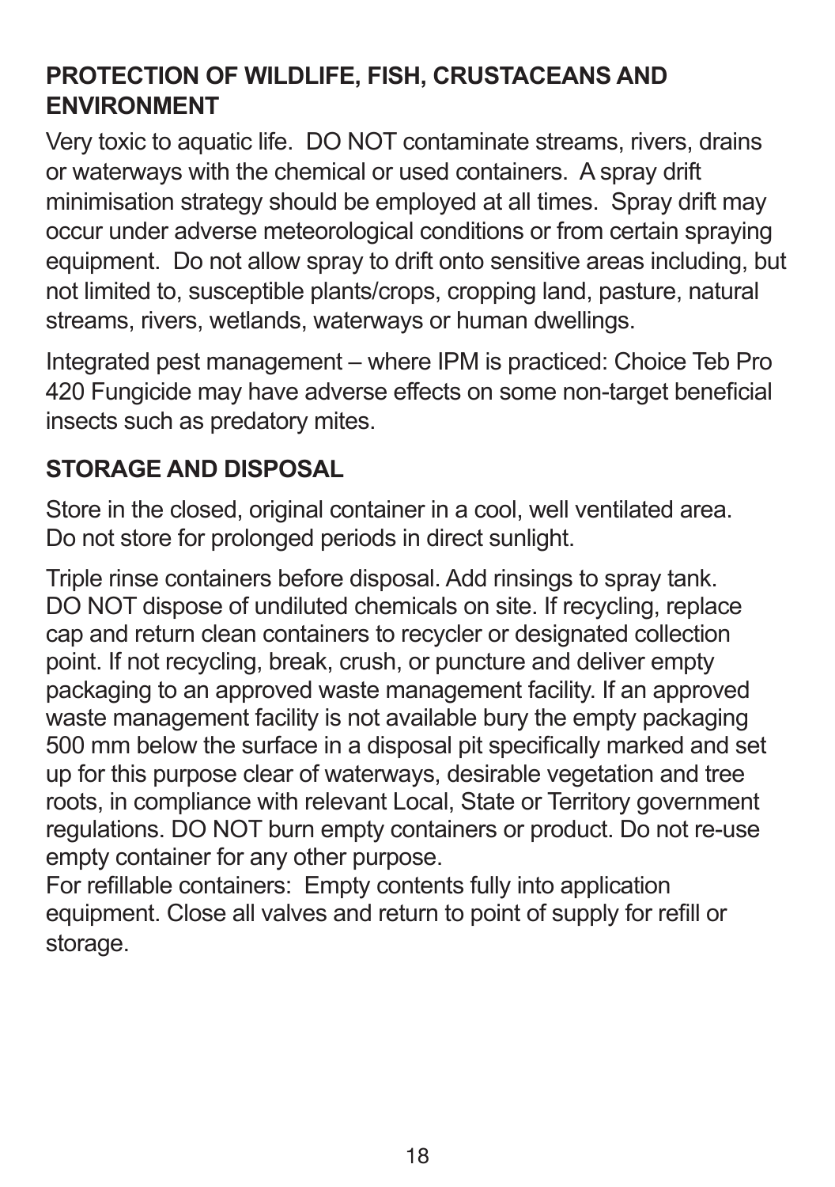## PROTECTION OF WILDLIFE, FISH, CRUSTACEANS AND ENVIRONMENT

Very toxic to aquatic life. DO NOT contaminate streams, rivers, drains or waterways with the chemical or used containers. A spray drift minimisation strategy should be employed at all times. Spray drift may occur under adverse meteorological conditions or from certain spraying equipment. Do not allow spray to drift onto sensitive areas including, but not limited to, susceptible plants/crops, cropping land, pasture, natural streams, rivers, wetlands, waterways or human dwellings.

Integrated pest management – where IPM is practiced: Choice Teb Pro 420 Fungicide may have adverse effects on some non-target beneficial insects such as predatory mites.

## STORAGE AND DISPOSAL

Store in the closed, original container in a cool, well ventilated area. Do not store for prolonged periods in direct sunlight.

Triple rinse containers before disposal. Add rinsings to spray tank. DO NOT dispose of undiluted chemicals on site. If recycling, replace cap and return clean containers to recycler or designated collection point. If not recycling, break, crush, or puncture and deliver empty packaging to an approved waste management facility. If an approved waste management facility is not available bury the empty packaging 500 mm below the surface in a disposal pit specifically marked and set up for this purpose clear of waterways, desirable vegetation and tree roots, in compliance with relevant Local, State or Territory government regulations. DO NOT burn empty containers or product. Do not re-use empty container for any other purpose.

For refillable containers: Empty contents fully into application equipment. Close all valves and return to point of supply for refill or storage.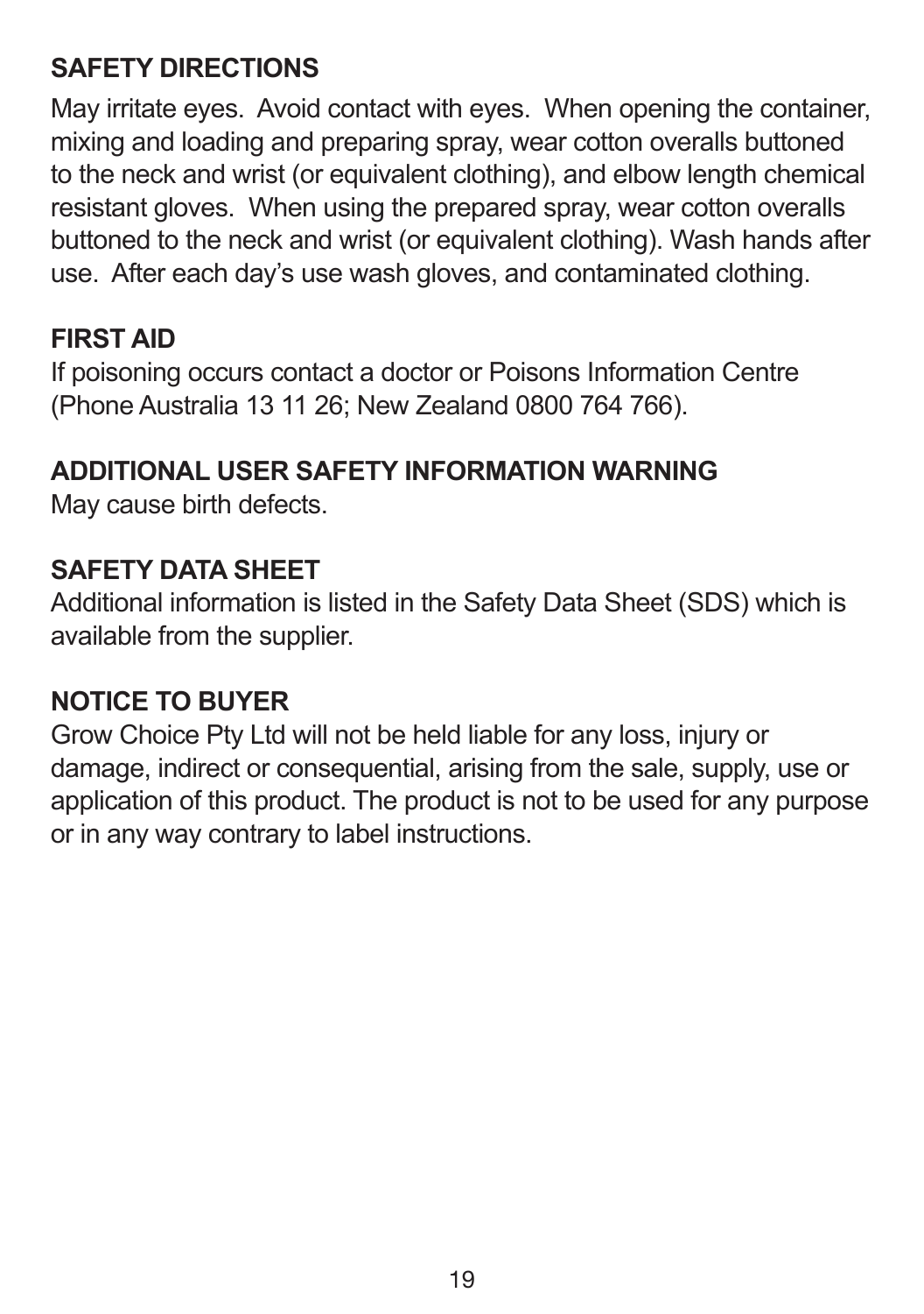## SAFETY DIRECTIONS

May irritate eyes. Avoid contact with eyes. When opening the container, mixing and loading and preparing spray, wear cotton overalls buttoned to the neck and wrist (or equivalent clothing), and elbow length chemical resistant gloves. When using the prepared spray, wear cotton overalls buttoned to the neck and wrist (or equivalent clothing). Wash hands after use. After each day's use wash gloves, and contaminated clothing.

## FIRST AID

If poisoning occurs contact a doctor or Poisons Information Centre (Phone Australia 13 11 26; New Zealand 0800 764 766).

## ADDITIONAL USER SAFETY INFORMATION WARNING

May cause birth defects.

## SAFETY DATA SHEET

Additional information is listed in the Safety Data Sheet (SDS) which is available from the supplier.

## NOTICE TO BUYER

Grow Choice Pty Ltd will not be held liable for any loss, injury or damage, indirect or consequential, arising from the sale, supply, use or application of this product. The product is not to be used for any purpose or in any way contrary to label instructions.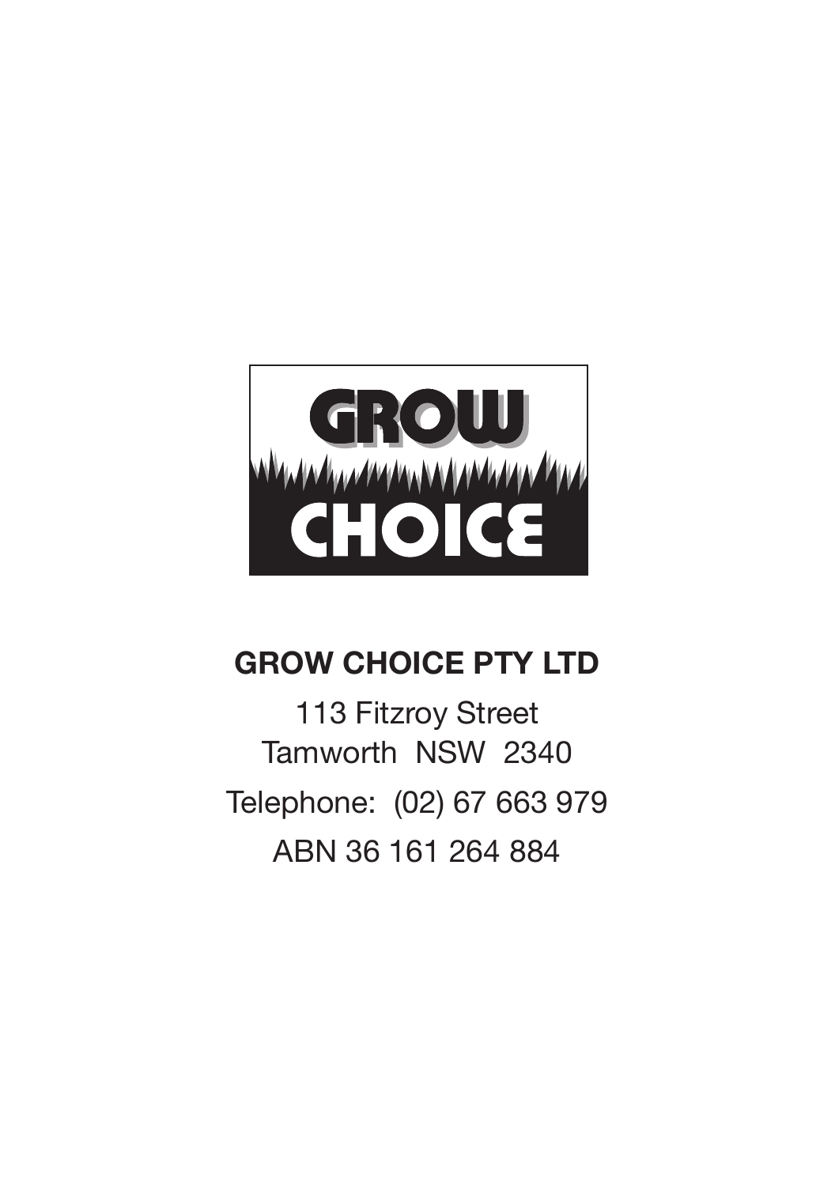GROW CHOICE

**GROW CHOICE PTY LTD**

113 Fitzroy Street
Tamworth NSW 2340

Telephone: (02) 67 663 979

ABN 36 161 264 884